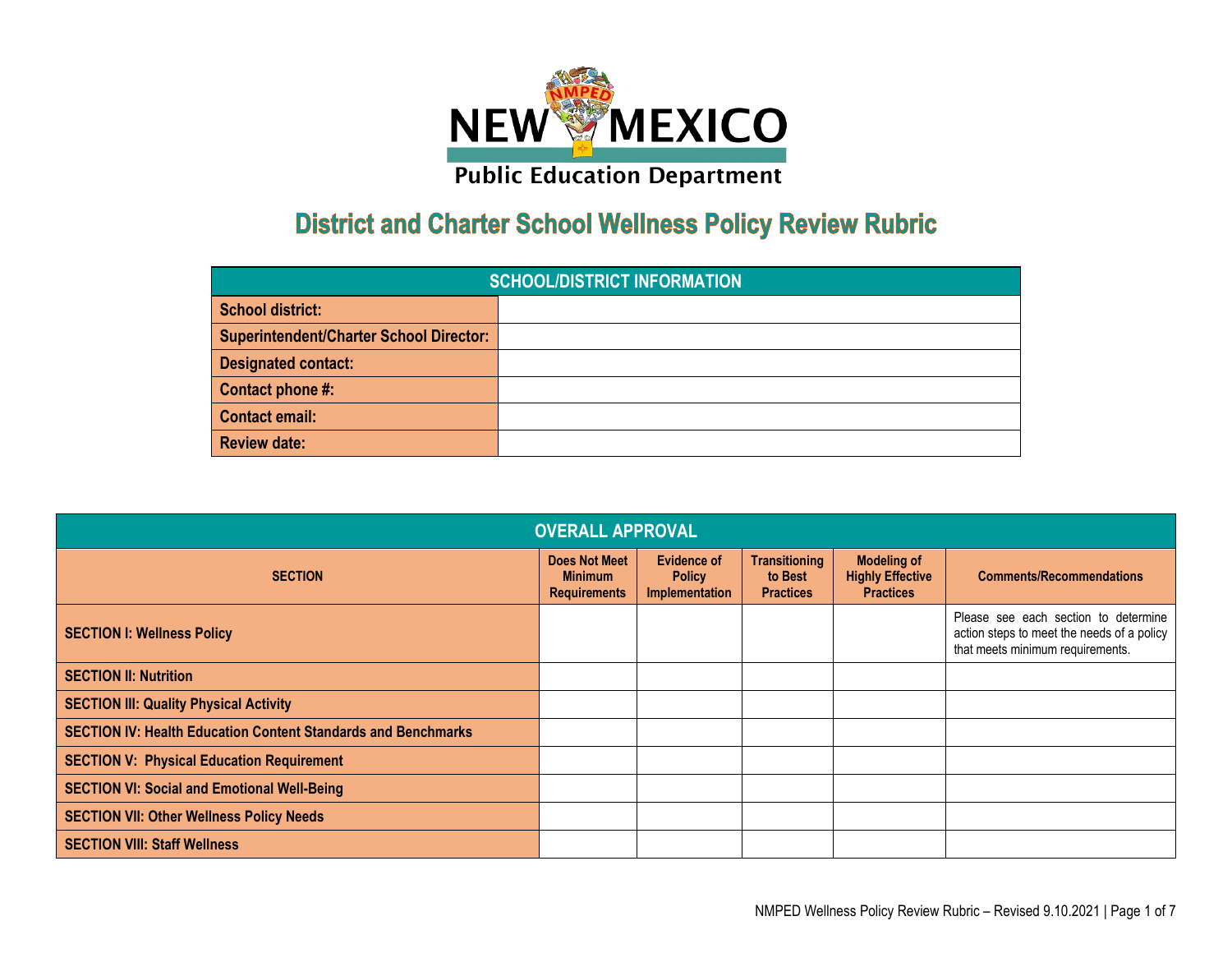NEW MEXICO

Public Education Department

# District and Charter School Wellness Policy Review Rubric

| SCHOOL/DISTRICT INFORMATION | |
|---|---|
| **School district:** | |
| **Superintendent/Charter School Director:** | |
| **Designated contact:** | |
| **Contact phone #:** | |
| **Contact email:** | |
| **Review date:** | |

| OVERALL APPROVAL | | | | | |
|---|---|---|---|---|---|
| **SECTION** | **Does Not Meet Minimum Requirements** | **Evidence of Policy Implementation** | **Transitioning to Best Practices** | **Modeling of Highly Effective Practices** | **Comments/Recommendations** |
| **SECTION I: Wellness Policy** | | | | | Please see each section to determine action steps to meet the needs of a policy that meets minimum requirements. |
| **SECTION II: Nutrition** | | | | | |
| **SECTION III: Quality Physical Activity** | | | | | |
| **SECTION IV: Health Education Content Standards and Benchmarks** | | | | | |
| **SECTION V: Physical Education Requirement** | | | | | |
| **SECTION VI: Social and Emotional Well-Being** | | | | | |
| **SECTION VII: Other Wellness Policy Needs** | | | | | |
| **SECTION VIII: Staff Wellness** | | | | | |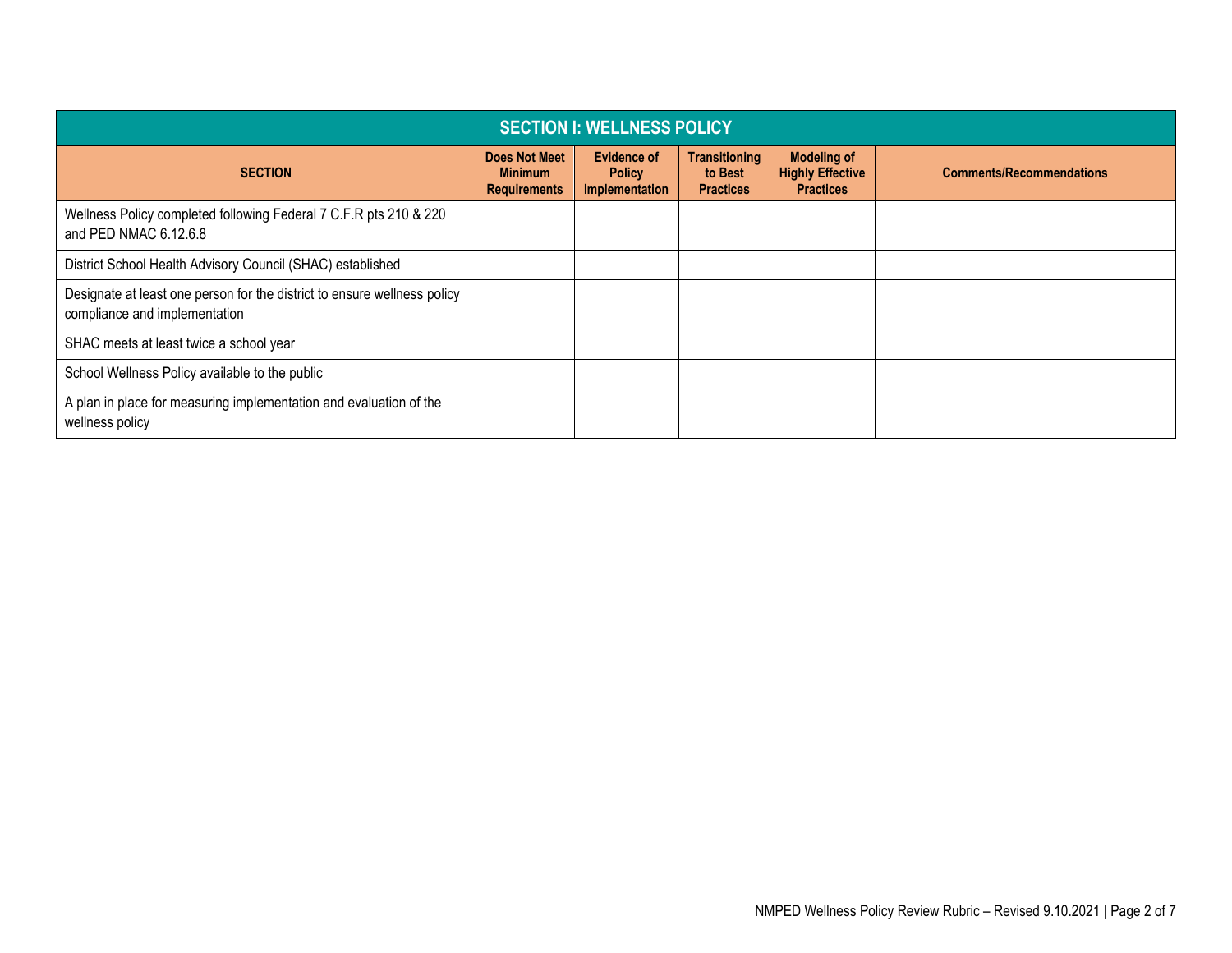| SECTION I: WELLNESS POLICY | | | | | |
|---|---|---|---|---|---|
| **SECTION** | **Does Not Meet Minimum Requirements** | **Evidence of Policy Implementation** | **Transitioning to Best Practices** | **Modeling of Highly Effective Practices** | **Comments/Recommendations** |
| Wellness Policy completed following Federal 7 C.F.R pts 210 & 220 and PED NMAC 6.12.6.8 | | | | | |
| District School Health Advisory Council (SHAC) established | | | | | |
| Designate at least one person for the district to ensure wellness policy compliance and implementation | | | | | |
| SHAC meets at least twice a school year | | | | | |
| School Wellness Policy available to the public | | | | | |
| A plan in place for measuring implementation and evaluation of the wellness policy | | | | | |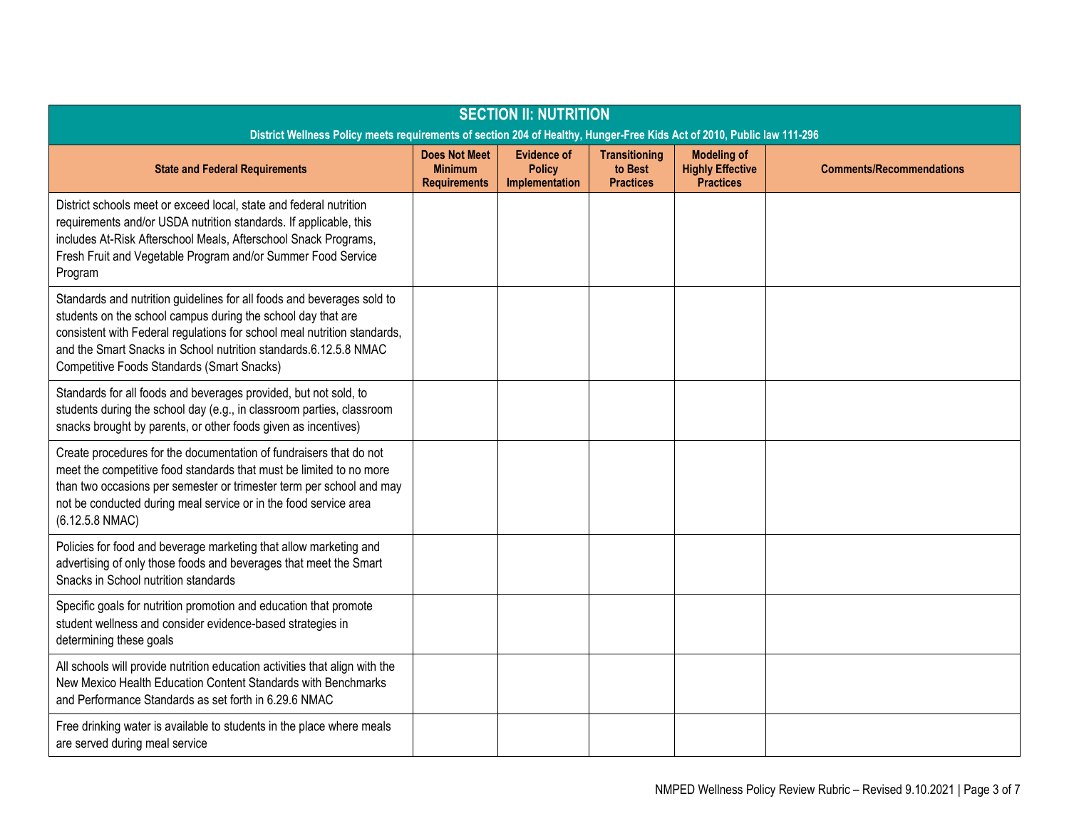## SECTION II: NUTRITION

District Wellness Policy meets requirements of section 204 of Healthy, Hunger-Free Kids Act of 2010, Public law 111-296

| State and Federal Requirements | Does Not Meet Minimum Requirements | Evidence of Policy Implementation | Transitioning to Best Practices | Modeling of Highly Effective Practices | Comments/Recommendations |
|---|---|---|---|---|---|
| District schools meet or exceed local, state and federal nutrition requirements and/or USDA nutrition standards. If applicable, this includes At-Risk Afterschool Meals, Afterschool Snack Programs, Fresh Fruit and Vegetable Program and/or Summer Food Service Program | | | | | |
| Standards and nutrition guidelines for all foods and beverages sold to students on the school campus during the school day that are consistent with Federal regulations for school meal nutrition standards, and the Smart Snacks in School nutrition standards.6.12.5.8 NMAC Competitive Foods Standards (Smart Snacks) | | | | | |
| Standards for all foods and beverages provided, but not sold, to students during the school day (e.g., in classroom parties, classroom snacks brought by parents, or other foods given as incentives) | | | | | |
| Create procedures for the documentation of fundraisers that do not meet the competitive food standards that must be limited to no more than two occasions per semester or trimester term per school and may not be conducted during meal service or in the food service area (6.12.5.8 NMAC) | | | | | |
| Policies for food and beverage marketing that allow marketing and advertising of only those foods and beverages that meet the Smart Snacks in School nutrition standards | | | | | |
| Specific goals for nutrition promotion and education that promote student wellness and consider evidence-based strategies in determining these goals | | | | | |
| All schools will provide nutrition education activities that align with the New Mexico Health Education Content Standards with Benchmarks and Performance Standards as set forth in 6.29.6 NMAC | | | | | |
| Free drinking water is available to students in the place where meals are served during meal service | | | | | |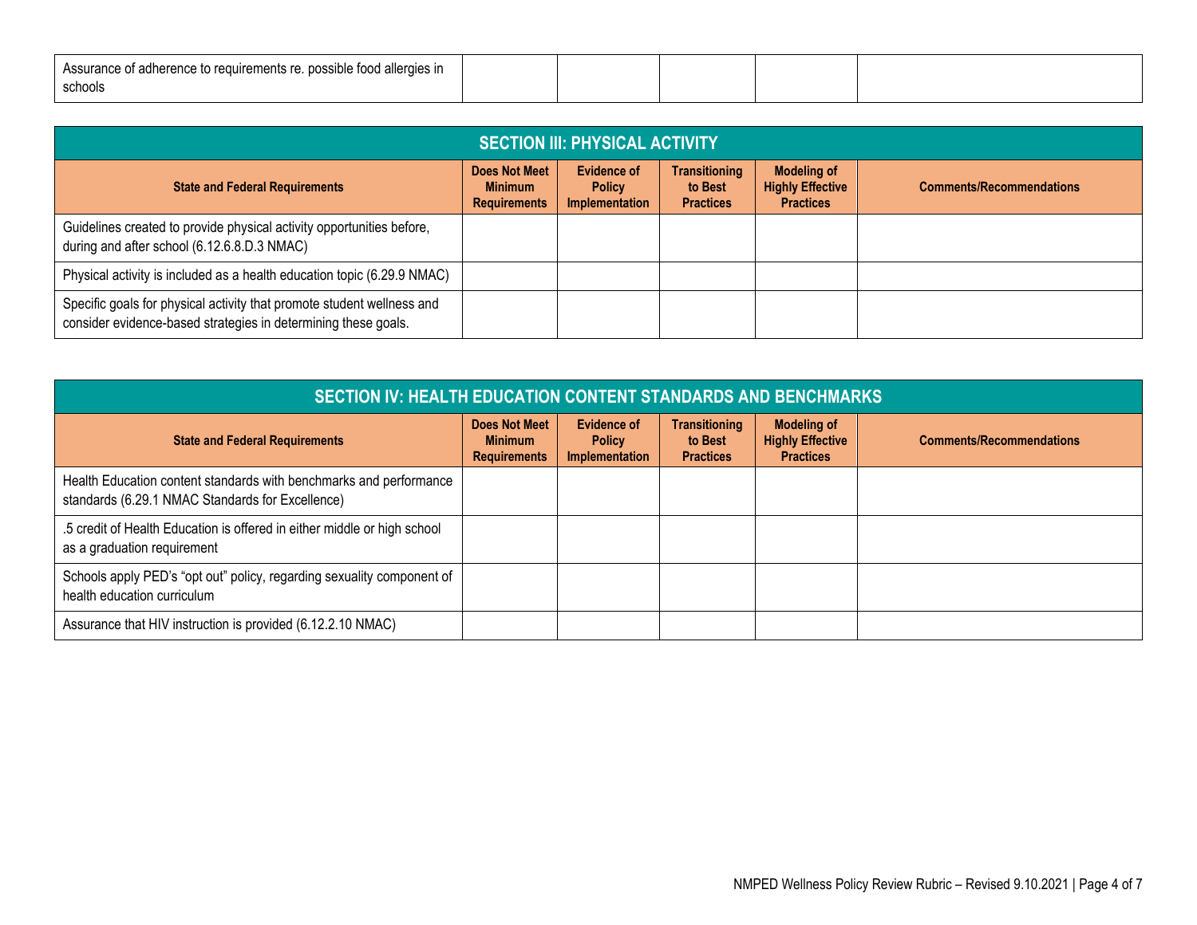| Assurance of adherence to requirements re. possible food allergies in schools | | | | | |
|---|---|---|---|---|---|

## SECTION III: PHYSICAL ACTIVITY

| State and Federal Requirements | Does Not Meet Minimum Requirements | Evidence of Policy Implementation | Transitioning to Best Practices | Modeling of Highly Effective Practices | Comments/Recommendations |
|---|---|---|---|---|---|
| Guidelines created to provide physical activity opportunities before, during and after school (6.12.6.8.D.3 NMAC) | | | | | |
| Physical activity is included as a health education topic (6.29.9 NMAC) | | | | | |
| Specific goals for physical activity that promote student wellness and consider evidence-based strategies in determining these goals. | | | | | |

## SECTION IV: HEALTH EDUCATION CONTENT STANDARDS AND BENCHMARKS

| State and Federal Requirements | Does Not Meet Minimum Requirements | Evidence of Policy Implementation | Transitioning to Best Practices | Modeling of Highly Effective Practices | Comments/Recommendations |
|---|---|---|---|---|---|
| Health Education content standards with benchmarks and performance standards (6.29.1 NMAC Standards for Excellence) | | | | | |
| .5 credit of Health Education is offered in either middle or high school as a graduation requirement | | | | | |
| Schools apply PED's "opt out" policy, regarding sexuality component of health education curriculum | | | | | |
| Assurance that HIV instruction is provided (6.12.2.10 NMAC) | | | | | |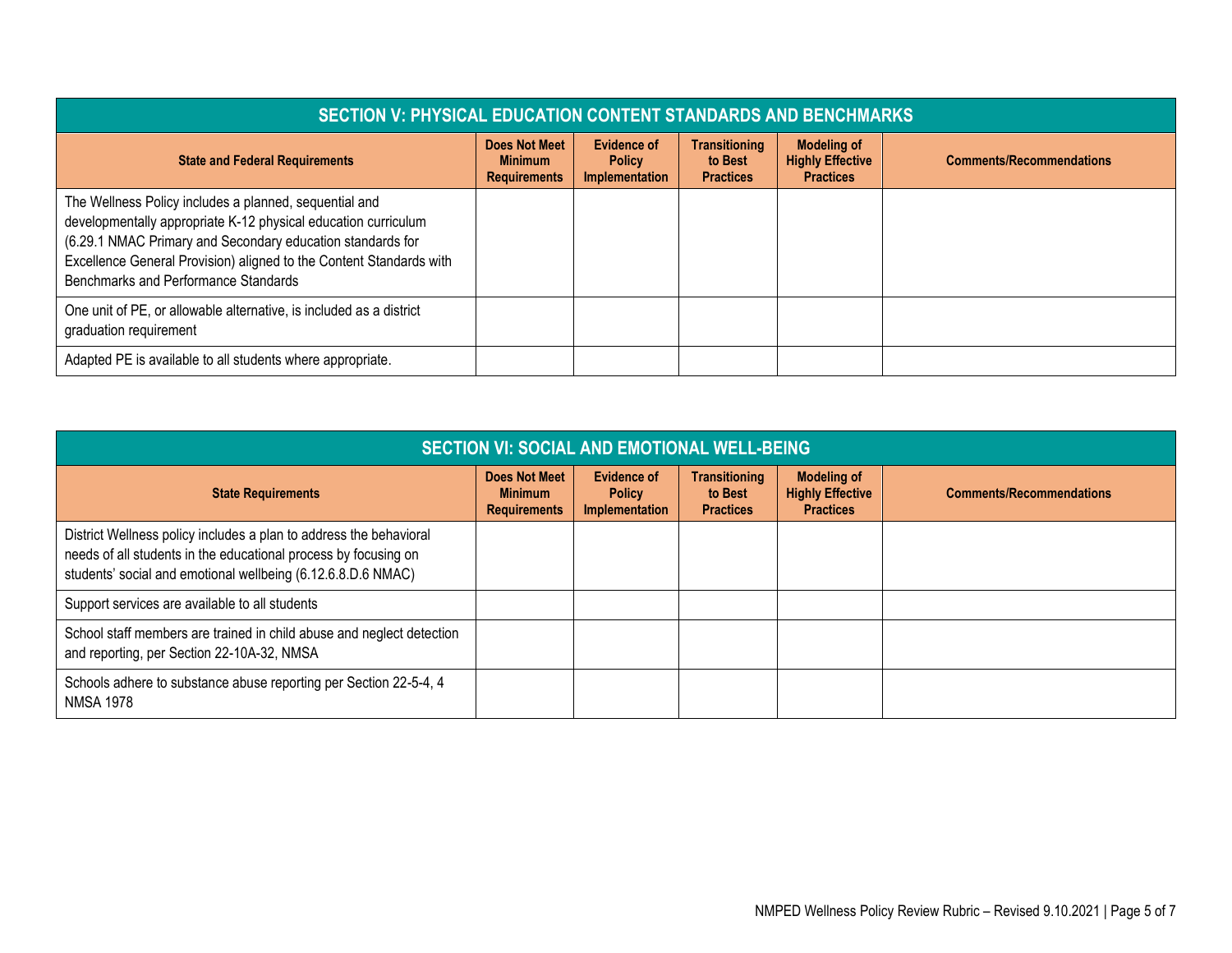| SECTION V: PHYSICAL EDUCATION CONTENT STANDARDS AND BENCHMARKS | | | | | |
|---|---|---|---|---|---|
| **State and Federal Requirements** | **Does Not Meet Minimum Requirements** | **Evidence of Policy Implementation** | **Transitioning to Best Practices** | **Modeling of Highly Effective Practices** | **Comments/Recommendations** |
| The Wellness Policy includes a planned, sequential and developmentally appropriate K-12 physical education curriculum (6.29.1 NMAC Primary and Secondary education standards for Excellence General Provision) aligned to the Content Standards with Benchmarks and Performance Standards | | | | | |
| One unit of PE, or allowable alternative, is included as a district graduation requirement | | | | | |
| Adapted PE is available to all students where appropriate. | | | | | |

| SECTION VI: SOCIAL AND EMOTIONAL WELL-BEING | | | | | |
|---|---|---|---|---|---|
| **State Requirements** | **Does Not Meet Minimum Requirements** | **Evidence of Policy Implementation** | **Transitioning to Best Practices** | **Modeling of Highly Effective Practices** | **Comments/Recommendations** |
| District Wellness policy includes a plan to address the behavioral needs of all students in the educational process by focusing on students' social and emotional wellbeing (6.12.6.8.D.6 NMAC) | | | | | |
| Support services are available to all students | | | | | |
| School staff members are trained in child abuse and neglect detection and reporting, per Section 22-10A-32, NMSA | | | | | |
| Schools adhere to substance abuse reporting per Section 22-5-4, 4 NMSA 1978 | | | | | |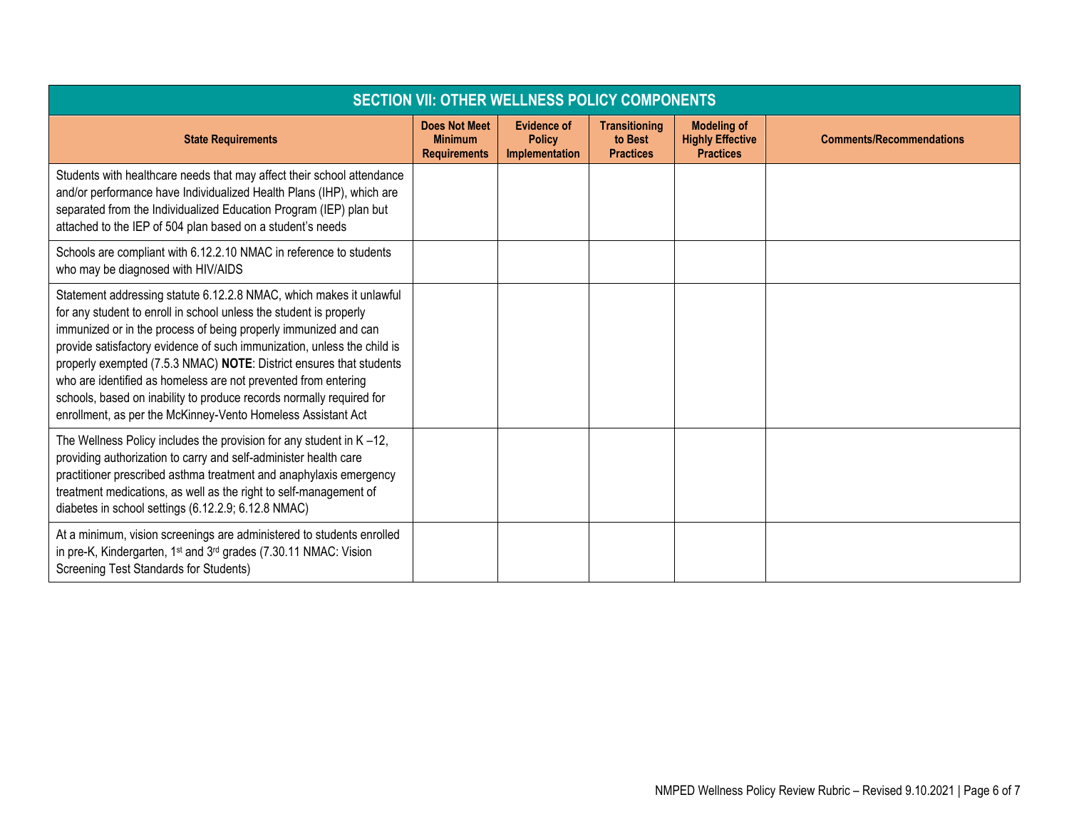| SECTION VII: OTHER WELLNESS POLICY COMPONENTS | | | | | |
|---|---|---|---|---|---|
| **State Requirements** | **Does Not Meet Minimum Requirements** | **Evidence of Policy Implementation** | **Transitioning to Best Practices** | **Modeling of Highly Effective Practices** | **Comments/Recommendations** |
| Students with healthcare needs that may affect their school attendance and/or performance have Individualized Health Plans (IHP), which are separated from the Individualized Education Program (IEP) plan but attached to the IEP of 504 plan based on a student's needs | | | | | |
| Schools are compliant with 6.12.2.10 NMAC in reference to students who may be diagnosed with HIV/AIDS | | | | | |
| Statement addressing statute 6.12.2.8 NMAC, which makes it unlawful for any student to enroll in school unless the student is properly immunized or in the process of being properly immunized and can provide satisfactory evidence of such immunization, unless the child is properly exempted (7.5.3 NMAC) **NOTE**: District ensures that students who are identified as homeless are not prevented from entering schools, based on inability to produce records normally required for enrollment, as per the McKinney-Vento Homeless Assistant Act | | | | | |
| The Wellness Policy includes the provision for any student in K –12, providing authorization to carry and self-administer health care practitioner prescribed asthma treatment and anaphylaxis emergency treatment medications, as well as the right to self-management of diabetes in school settings (6.12.2.9; 6.12.8 NMAC) | | | | | |
| At a minimum, vision screenings are administered to students enrolled in pre-K, Kindergarten, 1st and 3rd grades (7.30.11 NMAC: Vision Screening Test Standards for Students) | | | | | |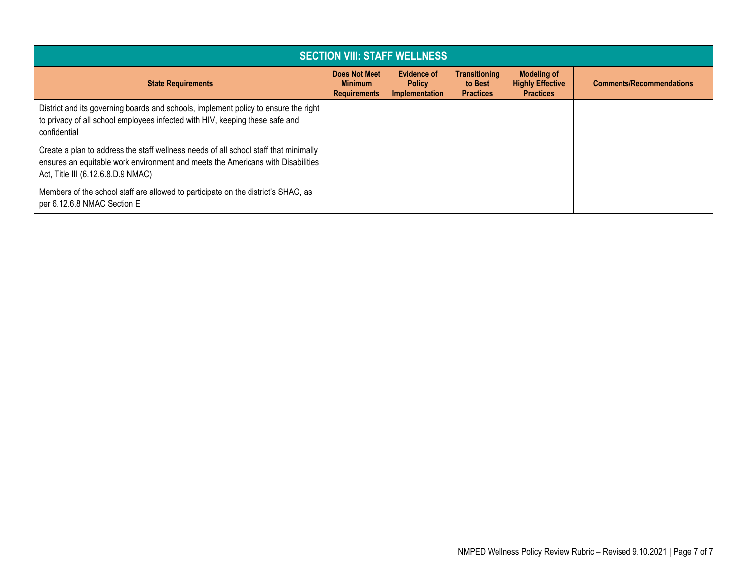## SECTION VIII: STAFF WELLNESS

| State Requirements | Does Not Meet Minimum Requirements | Evidence of Policy Implementation | Transitioning to Best Practices | Modeling of Highly Effective Practices | Comments/Recommendations |
|---|---|---|---|---|---|
| District and its governing boards and schools, implement policy to ensure the right to privacy of all school employees infected with HIV, keeping these safe and confidential | | | | | |
| Create a plan to address the staff wellness needs of all school staff that minimally ensures an equitable work environment and meets the Americans with Disabilities Act, Title III (6.12.6.8.D.9 NMAC) | | | | | |
| Members of the school staff are allowed to participate on the district's SHAC, as per 6.12.6.8 NMAC Section E | | | | | |